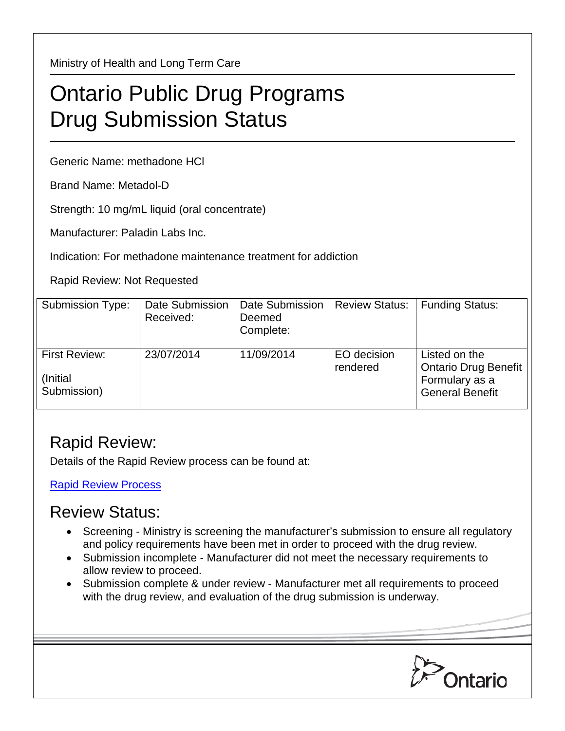Ministry of Health and Long Term Care

# Ontario Public Drug Programs
# Drug Submission Status

Generic Name: methadone HCl

Brand Name: Metadol-D

Strength: 10 mg/mL liquid (oral concentrate)

Manufacturer: Paladin Labs Inc.

Indication: For methadone maintenance treatment for addiction

Rapid Review: Not Requested

| Submission Type: | Date Submission Received: | Date Submission Deemed Complete: | Review Status: | Funding Status: |
|---|---|---|---|---|
| First Review: (Initial Submission) | 23/07/2014 | 11/09/2014 | EO decision rendered | Listed on the Ontario Drug Benefit Formulary as a General Benefit |

## Rapid Review:

Details of the Rapid Review process can be found at:

Rapid Review Process

## Review Status:

- Screening - Ministry is screening the manufacturer's submission to ensure all regulatory and policy requirements have been met in order to proceed with the drug review.
- Submission incomplete - Manufacturer did not meet the necessary requirements to allow review to proceed.
- Submission complete & under review - Manufacturer met all requirements to proceed with the drug review, and evaluation of the drug submission is underway.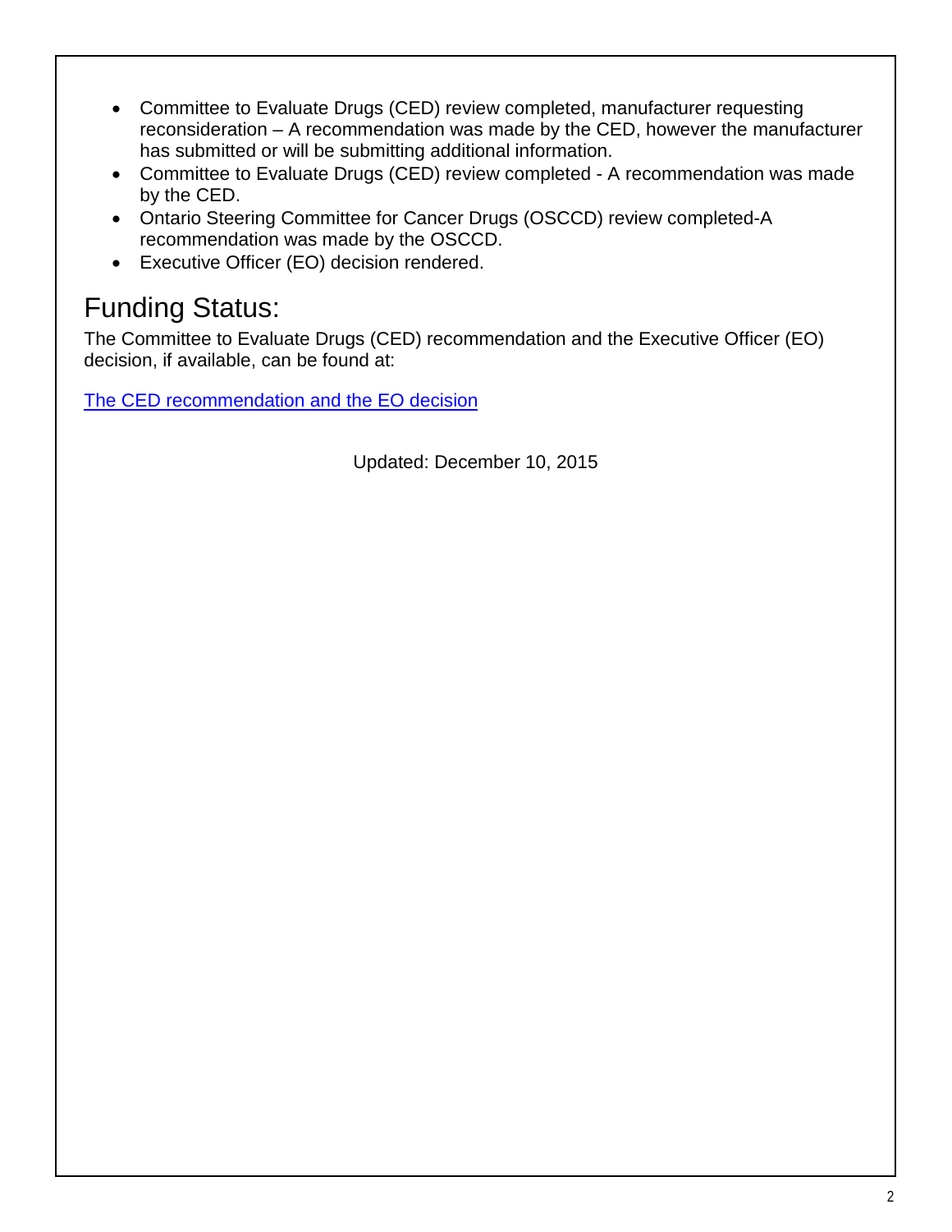- Committee to Evaluate Drugs (CED) review completed, manufacturer requesting reconsideration – A recommendation was made by the CED, however the manufacturer has submitted or will be submitting additional information.
- Committee to Evaluate Drugs (CED) review completed - A recommendation was made by the CED.
- Ontario Steering Committee for Cancer Drugs (OSCCD) review completed-A recommendation was made by the OSCCD.
- Executive Officer (EO) decision rendered.

# Funding Status:

The Committee to Evaluate Drugs (CED) recommendation and the Executive Officer (EO) decision, if available, can be found at:

The CED recommendation and the EO decision

Updated: December 10, 2015